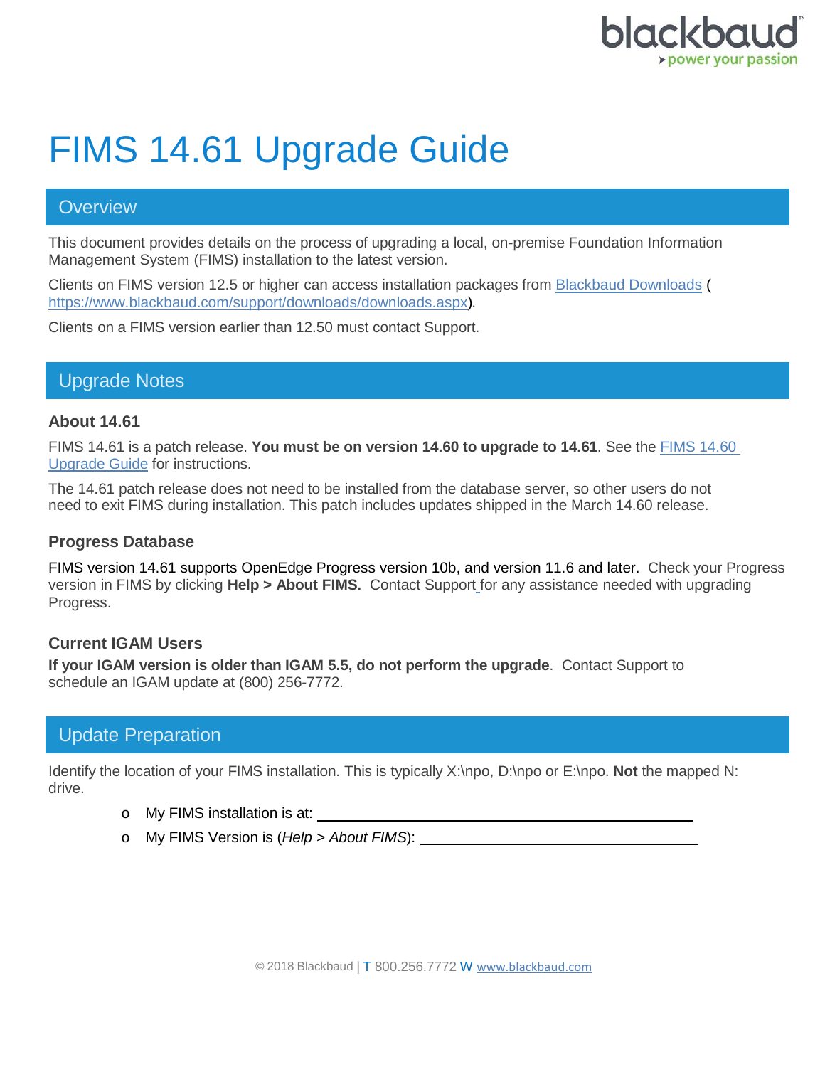# FIMS 14.61 Upgrade Guide

## Overview

This document provides details on the process of upgrading a local, on-premise Foundation Information Management System (FIMS) installation to the latest version.

Clients on FIMS version 12.5 or higher can access installation packages from [Blackbaud Downloads](https://www.blackbaud.com/support/downloads/downloads.aspx) (https://www.blackbaud.com/support/downloads/downloads.aspx).

Clients on a FIMS version earlier than 12.50 must contact Support.

## Upgrade Notes

### About 14.61

FIMS 14.61 is a patch release. **You must be on version 14.60 to upgrade to 14.61**. See the FIMS 14.60 Upgrade Guide for instructions.

The 14.61 patch release does not need to be installed from the database server, so other users do not need to exit FIMS during installation. This patch includes updates shipped in the March 14.60 release.

### Progress Database

FIMS version 14.61 supports OpenEdge Progress version 10b, and version 11.6 and later. Check your Progress version in FIMS by clicking **Help > About FIMS.** Contact Support for any assistance needed with upgrading Progress.

### Current IGAM Users

**If your IGAM version is older than IGAM 5.5, do not perform the upgrade**. Contact Support to schedule an IGAM update at (800) 256-7772.

## Update Preparation

Identify the location of your FIMS installation. This is typically X:\npo, D:\npo or E:\npo. **Not** the mapped N: drive.

- My FIMS installation is at: ____________________________
- My FIMS Version is (*Help > About FIMS*): ____________________________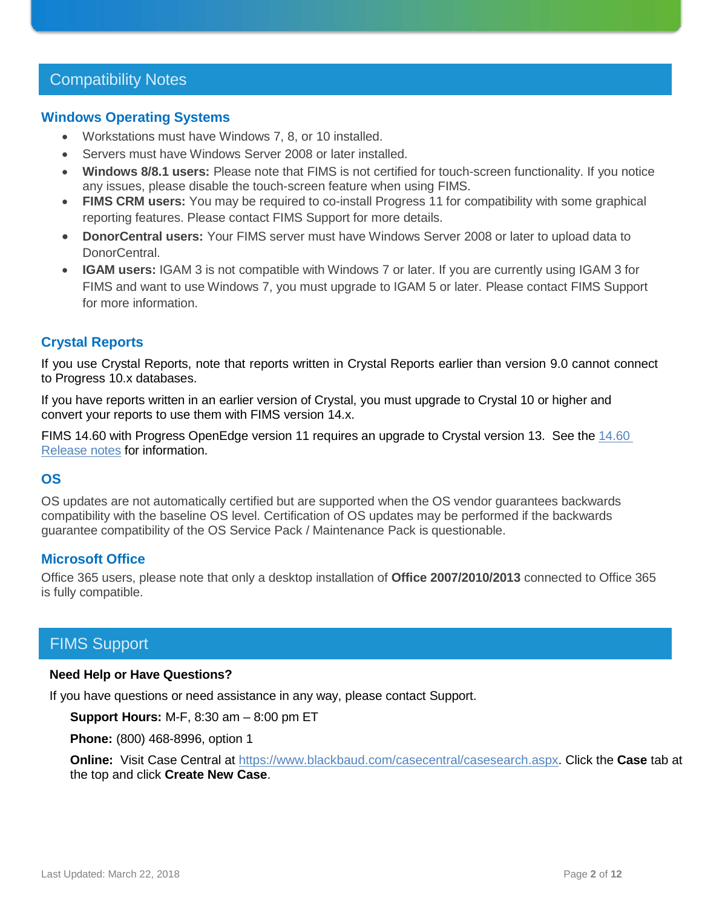## Compatibility Notes

### Windows Operating Systems

- Workstations must have Windows 7, 8, or 10 installed.
- Servers must have Windows Server 2008 or later installed.
- **Windows 8/8.1 users:** Please note that FIMS is not certified for touch-screen functionality. If you notice any issues, please disable the touch-screen feature when using FIMS.
- **FIMS CRM users:** You may be required to co-install Progress 11 for compatibility with some graphical reporting features. Please contact FIMS Support for more details.
- **DonorCentral users:** Your FIMS server must have Windows Server 2008 or later to upload data to DonorCentral.
- **IGAM users:** IGAM 3 is not compatible with Windows 7 or later. If you are currently using IGAM 3 for FIMS and want to use Windows 7, you must upgrade to IGAM 5 or later. Please contact FIMS Support for more information.

### Crystal Reports

If you use Crystal Reports, note that reports written in Crystal Reports earlier than version 9.0 cannot connect to Progress 10.x databases.

If you have reports written in an earlier version of Crystal, you must upgrade to Crystal 10 or higher and convert your reports to use them with FIMS version 14.x.

FIMS 14.60 with Progress OpenEdge version 11 requires an upgrade to Crystal version 13. See the 14.60 Release notes for information.

### OS

OS updates are not automatically certified but are supported when the OS vendor guarantees backwards compatibility with the baseline OS level. Certification of OS updates may be performed if the backwards guarantee compatibility of the OS Service Pack / Maintenance Pack is questionable.

### Microsoft Office

Office 365 users, please note that only a desktop installation of **Office 2007/2010/2013** connected to Office 365 is fully compatible.

## FIMS Support

**Need Help or Have Questions?**

If you have questions or need assistance in any way, please contact Support.

**Support Hours:** M-F, 8:30 am – 8:00 pm ET

**Phone:** (800) 468-8996, option 1

**Online:** Visit Case Central at https://www.blackbaud.com/casecentral/casesearch.aspx. Click the **Case** tab at the top and click **Create New Case**.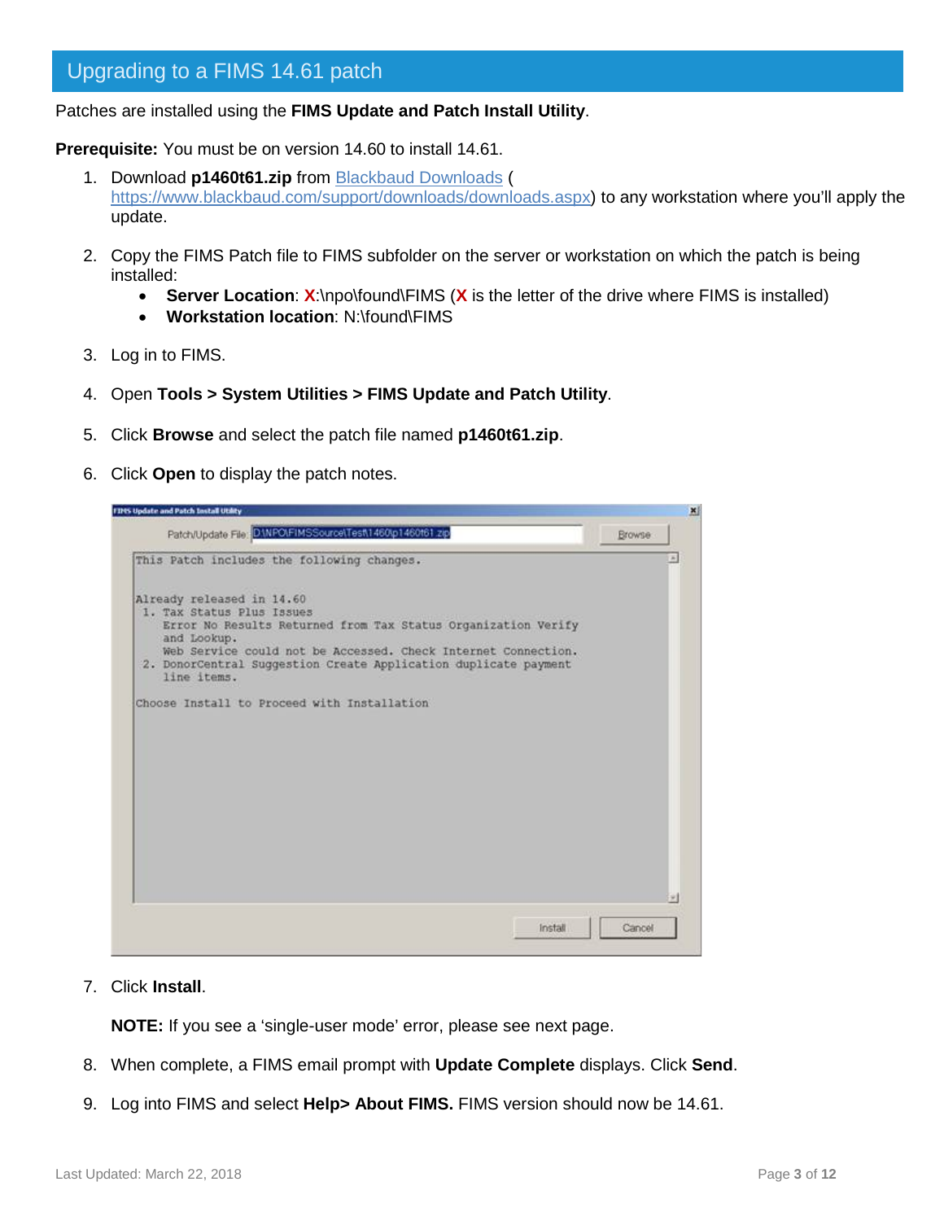## Upgrading to a FIMS 14.61 patch

Patches are installed using the **FIMS Update and Patch Install Utility**.

**Prerequisite:** You must be on version 14.60 to install 14.61.

1. Download **p1460t61.zip** from [Blackbaud Downloads](https://www.blackbaud.com/support/downloads/downloads.aspx) (https://www.blackbaud.com/support/downloads/downloads.aspx) to any workstation where you'll apply the update.

2. Copy the FIMS Patch file to FIMS subfolder on the server or workstation on which the patch is being installed:
   - **Server Location**: **X**:\npo\found\FIMS (**X** is the letter of the drive where FIMS is installed)
   - **Workstation location**: N:\found\FIMS

3. Log in to FIMS.

4. Open **Tools > System Utilities > FIMS Update and Patch Utility**.

5. Click **Browse** and select the patch file named **p1460t61.zip**.

6. Click **Open** to display the patch notes.

7. Click **Install**.

   **NOTE:** If you see a 'single-user mode' error, please see next page.

8. When complete, a FIMS email prompt with **Update Complete** displays. Click **Send**.

9. Log into FIMS and select **Help> About FIMS.** FIMS version should now be 14.61.

Last Updated: March 22, 2018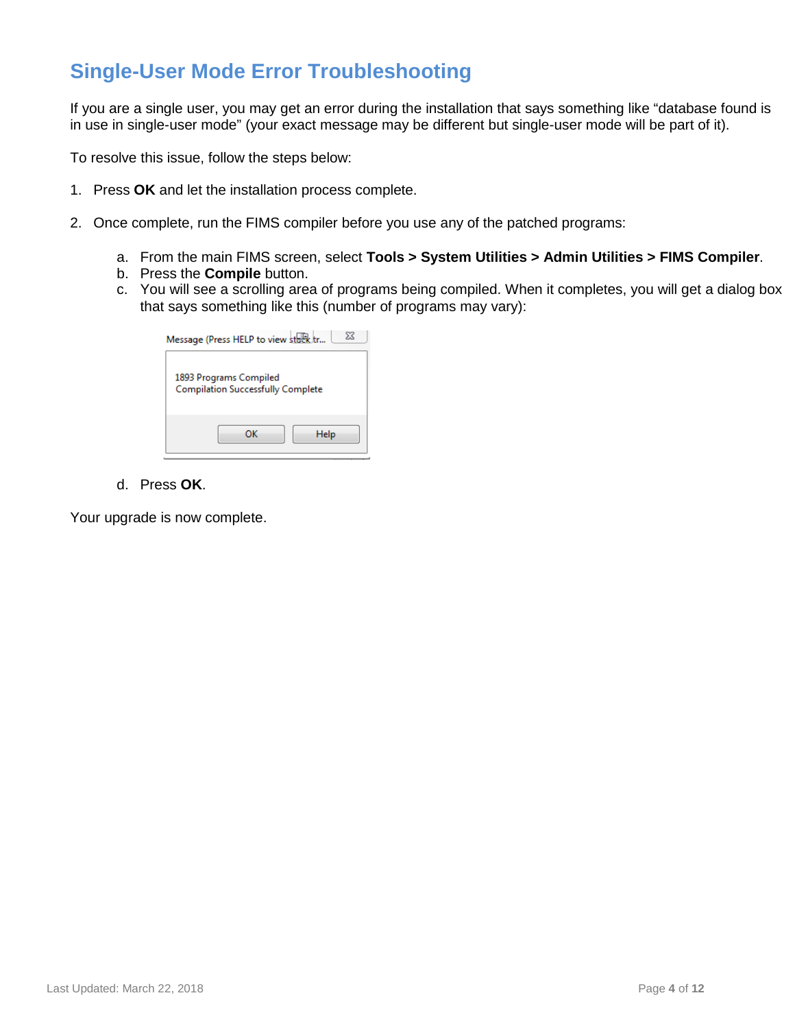## Single-User Mode Error Troubleshooting

If you are a single user, you may get an error during the installation that says something like "database found is in use in single-user mode" (your exact message may be different but single-user mode will be part of it).

To resolve this issue, follow the steps below:

1. Press **OK** and let the installation process complete.

2. Once complete, run the FIMS compiler before you use any of the patched programs:

   a. From the main FIMS screen, select **Tools > System Utilities > Admin Utilities > FIMS Compiler**.
   b. Press the **Compile** button.
   c. You will see a scrolling area of programs being compiled. When it completes, you will get a dialog box that says something like this (number of programs may vary):

   d. Press **OK**.

Your upgrade is now complete.